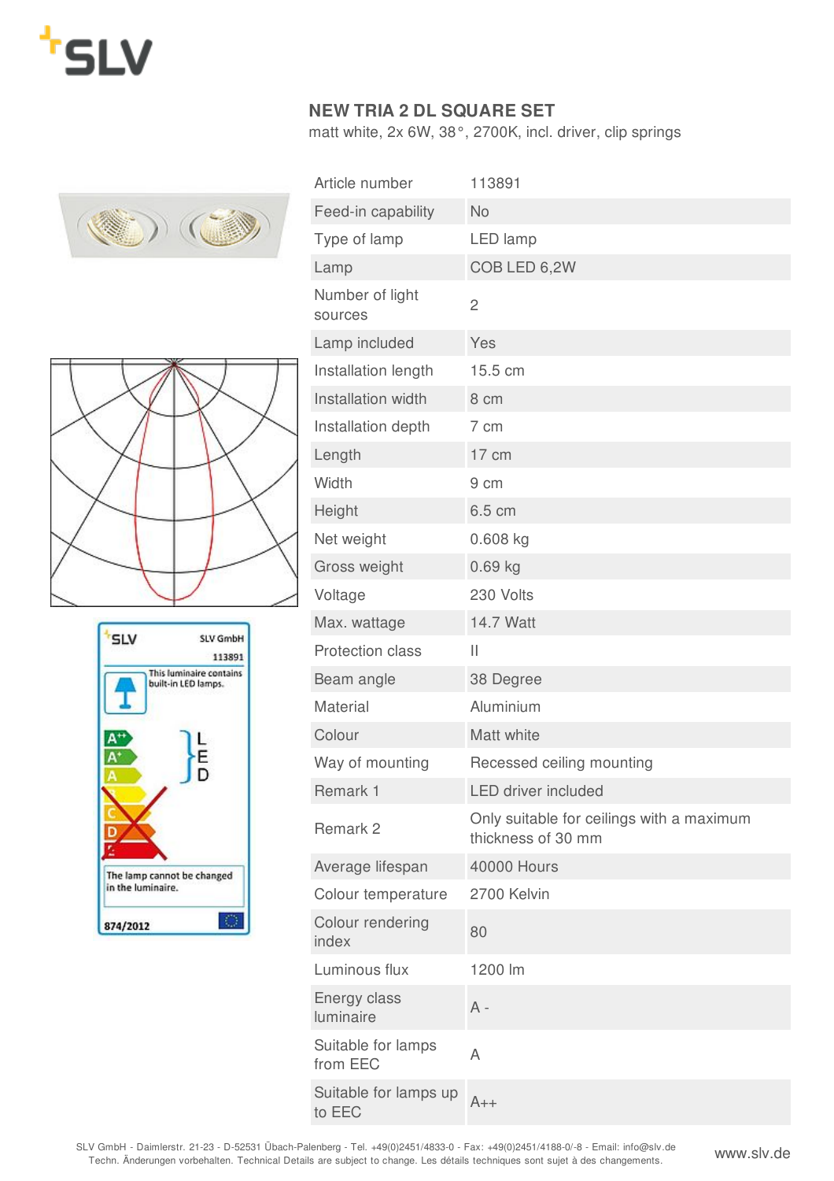# NEW TRIA 2 DL SQUARE SET

matt white, 2x 6W, 38°, 2700K, incl. driver, clip springs

| | |
|---|---|
| Article number | 113891 |
| Feed-in capability | No |
| Type of lamp | LED lamp |
| Lamp | COB LED 6,2W |
| Number of light sources | 2 |
| Lamp included | Yes |
| Installation length | 15.5 cm |
| Installation width | 8 cm |
| Installation depth | 7 cm |
| Length | 17 cm |
| Width | 9 cm |
| Height | 6.5 cm |
| Net weight | 0.608 kg |
| Gross weight | 0.69 kg |
| Voltage | 230 Volts |
| Max. wattage | 14.7 Watt |
| Protection class | II |
| Beam angle | 38 Degree |
| Material | Aluminium |
| Colour | Matt white |
| Way of mounting | Recessed ceiling mounting |
| Remark 1 | LED driver included |
| Remark 2 | Only suitable for ceilings with a maximum thickness of 30 mm |
| Average lifespan | 40000 Hours |
| Colour temperature | 2700 Kelvin |
| Colour rendering index | 80 |
| Luminous flux | 1200 lm |
| Energy class luminaire | A - |
| Suitable for lamps from EEC | A |
| Suitable for lamps up to EEC | A++ |

SLV GmbH - Daimlerstr. 21-23 - D-52531 Übach-Palenberg - Tel. +49(0)2451/4833-0 - Fax: +49(0)2451/4188-0/-8 - Email: info@slv.de
Techn. Änderungen vorbehalten. Technical Details are subject to change. Les détails techniques sont sujet à des changements.

www.slv.de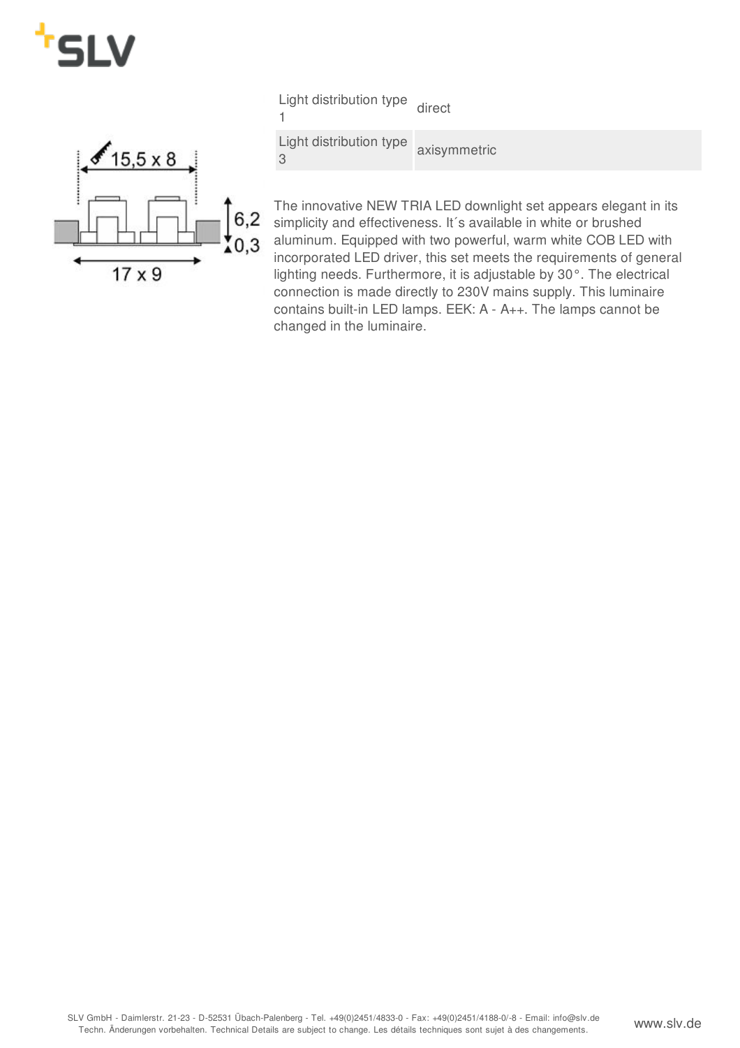| | |
|---|---|
| Light distribution type 1 | direct |
| Light distribution type 3 | axisymmetric |

15,5 x 8

6,2

0,3

17 x 9

The innovative NEW TRIA LED downlight set appears elegant in its simplicity and effectiveness. It´s available in white or brushed aluminum. Equipped with two powerful, warm white COB LED with incorporated LED driver, this set meets the requirements of general lighting needs. Furthermore, it is adjustable by 30°. The electrical connection is made directly to 230V mains supply. This luminaire contains built-in LED lamps. EEK: A - A++. The lamps cannot be changed in the luminaire.